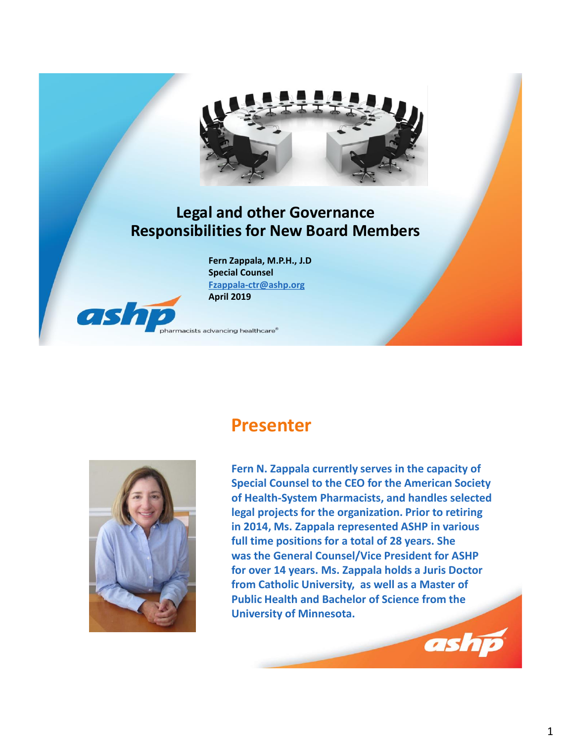# Legal and other Governance Responsibilities for New Board Members

**Fern Zappala, M.P.H., J.D**
**Special Counsel**
**Fzappala-ctr@ashp.org**
**April 2019**

ashp pharmacists advancing healthcare®

## Presenter

**Fern N. Zappala currently serves in the capacity of Special Counsel to the CEO for the American Society of Health-System Pharmacists, and handles selected legal projects for the organization. Prior to retiring in 2014, Ms. Zappala represented ASHP in various full time positions for a total of 28 years. She was the General Counsel/Vice President for ASHP for over 14 years. Ms. Zappala holds a Juris Doctor from Catholic University, as well as a Master of Public Health and Bachelor of Science from the University of Minnesota.**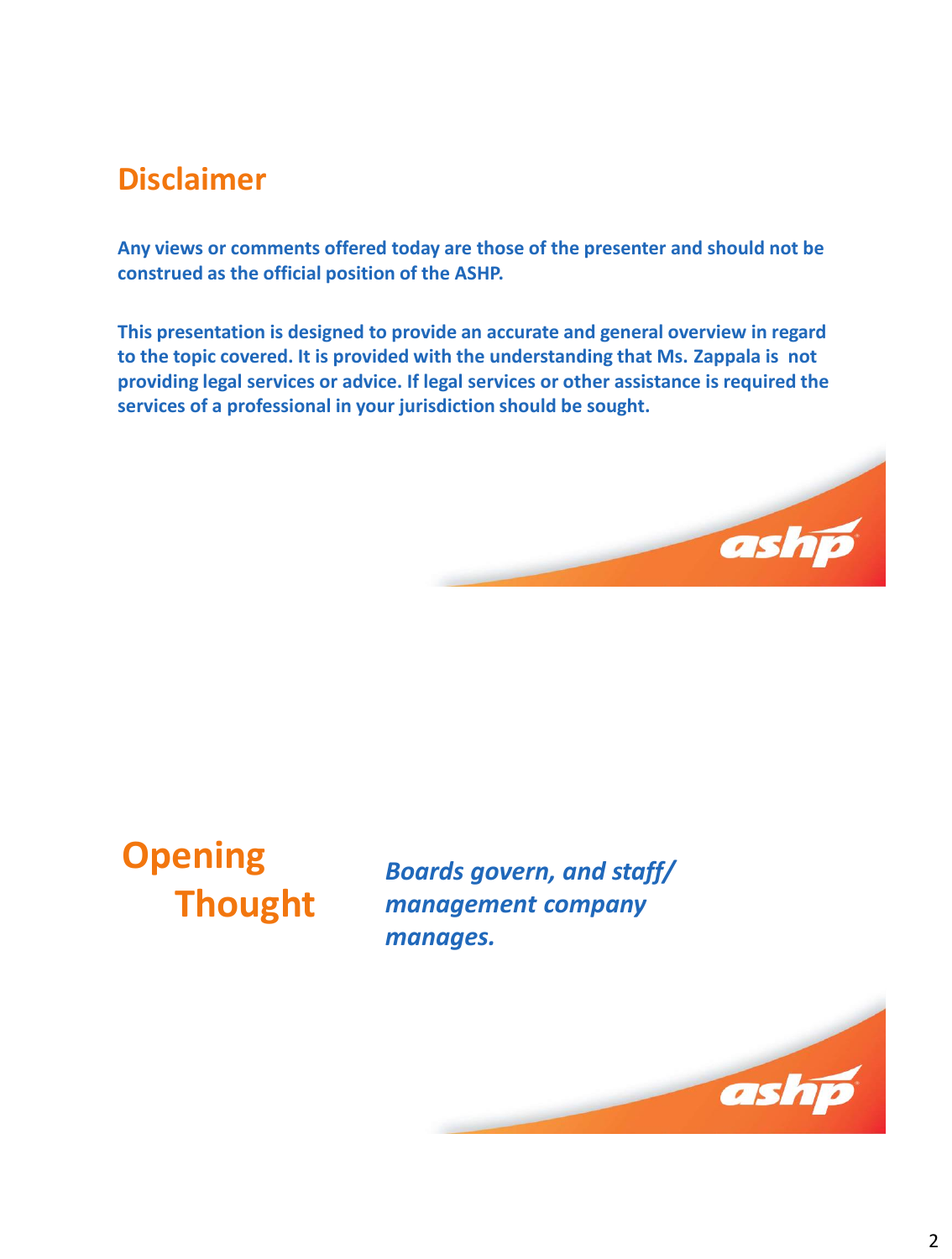## Disclaimer

**Any views or comments offered today are those of the presenter and should not be construed as the official position of the ASHP.**

**This presentation is designed to provide an accurate and general overview in regard to the topic covered. It is provided with the understanding that Ms. Zappala is not providing legal services or advice. If legal services or other assistance is required the services of a professional in your jurisdiction should be sought.**

## Opening Thought

***Boards govern, and staff/ management company manages.***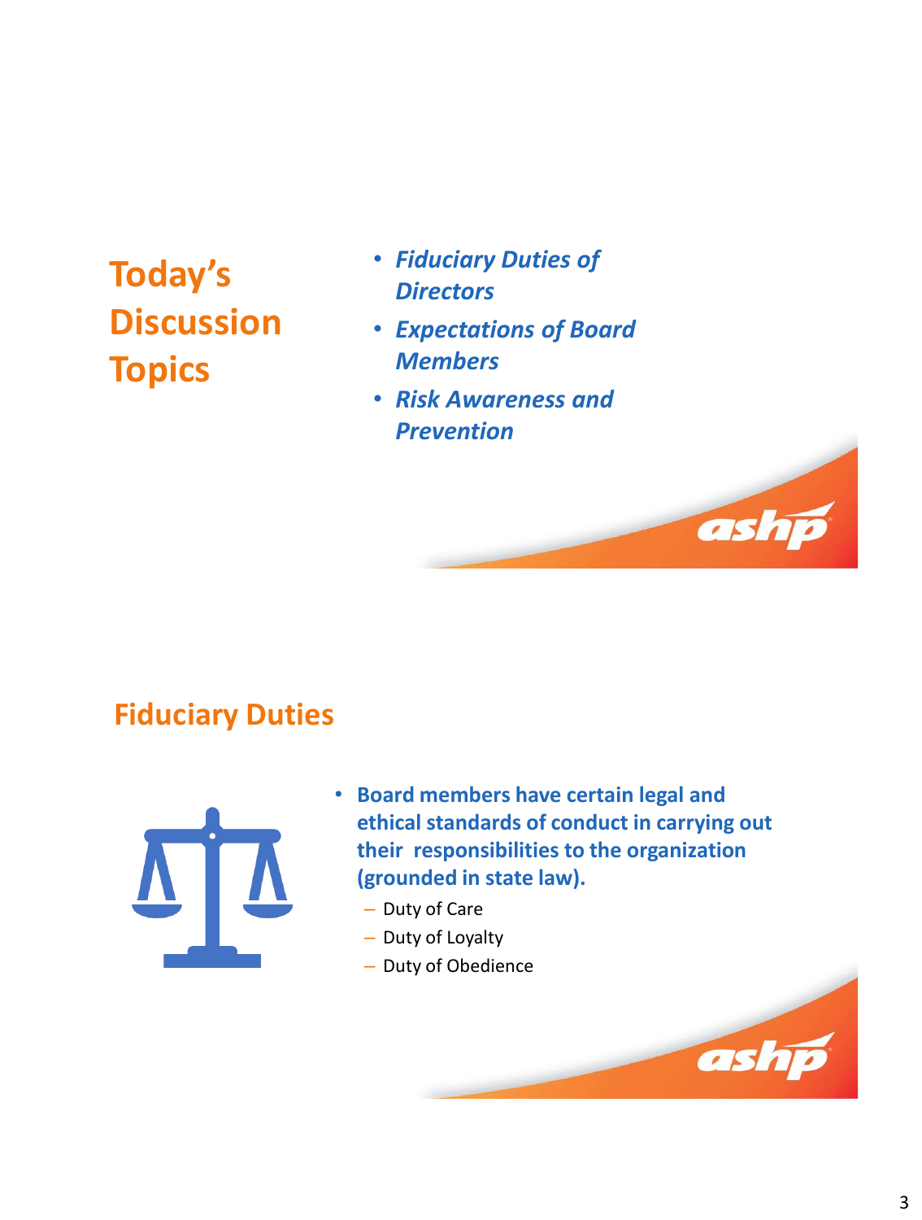## Today's Discussion Topics

- ***Fiduciary Duties of Directors***
- ***Expectations of Board Members***
- ***Risk Awareness and Prevention***

## Fiduciary Duties

- **Board members have certain legal and ethical standards of conduct in carrying out their responsibilities to the organization (grounded in state law).**
  - Duty of Care
  - Duty of Loyalty
  - Duty of Obedience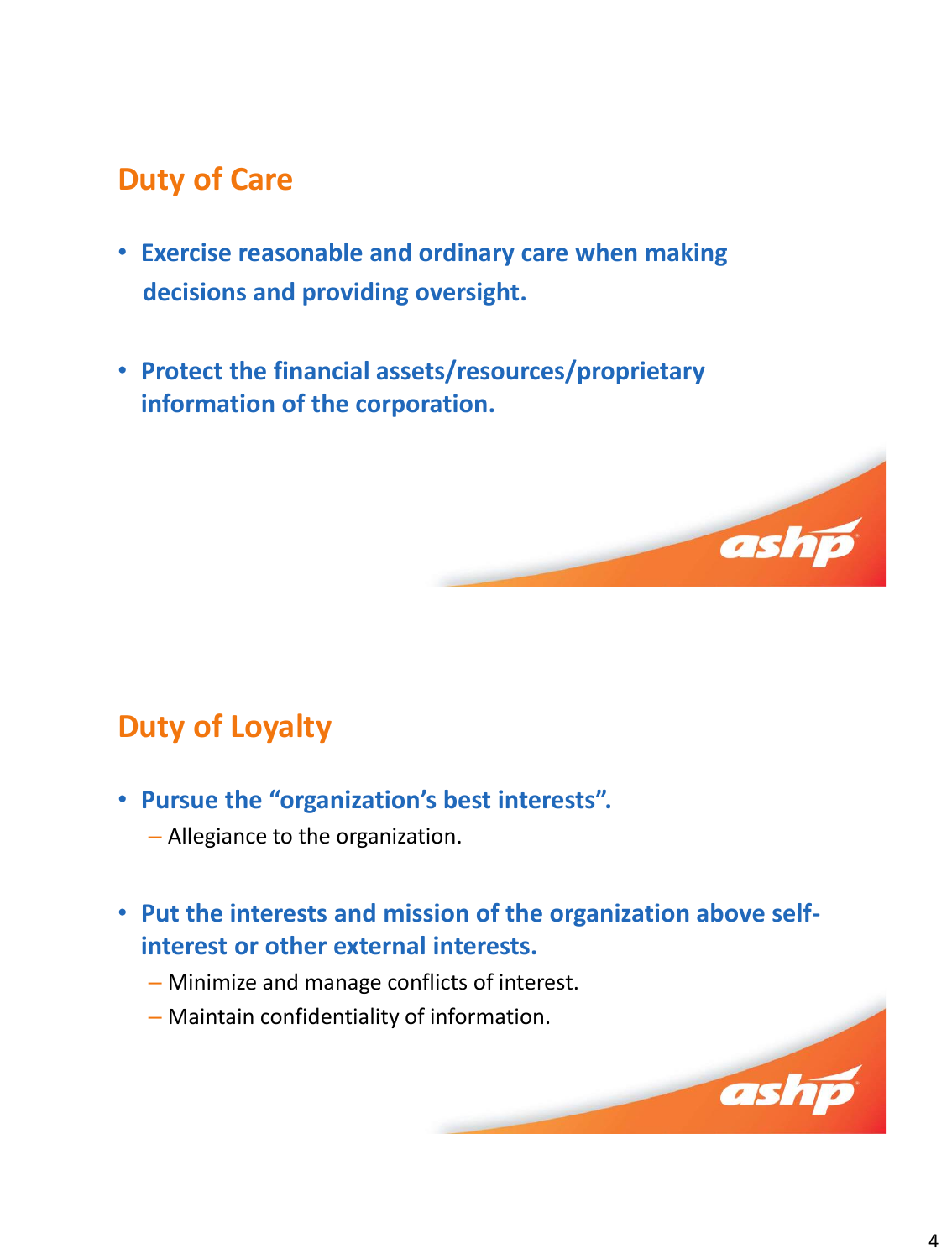## Duty of Care

- **Exercise reasonable and ordinary care when making decisions and providing oversight.**
- **Protect the financial assets/resources/proprietary information of the corporation.**

## Duty of Loyalty

- **Pursue the "organization's best interests".**
  - Allegiance to the organization.
- **Put the interests and mission of the organization above self-interest or other external interests.**
  - Minimize and manage conflicts of interest.
  - Maintain confidentiality of information.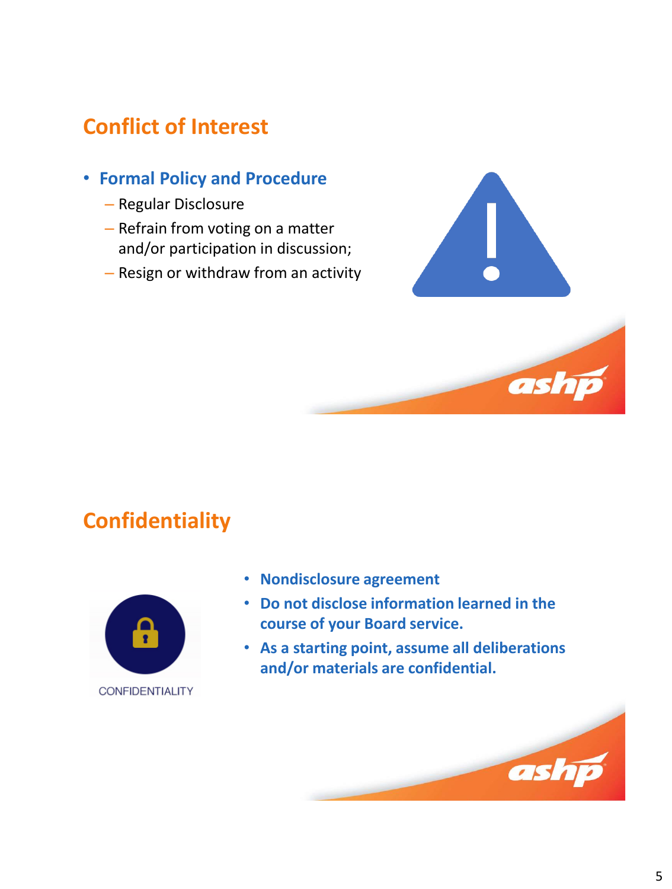## Conflict of Interest

- **Formal Policy and Procedure**
  - Regular Disclosure
  - Refrain from voting on a matter and/or participation in discussion;
  - Resign or withdraw from an activity

## Confidentiality

CONFIDENTIALITY

- **Nondisclosure agreement**
- **Do not disclose information learned in the course of your Board service.**
- **As a starting point, assume all deliberations and/or materials are confidential.**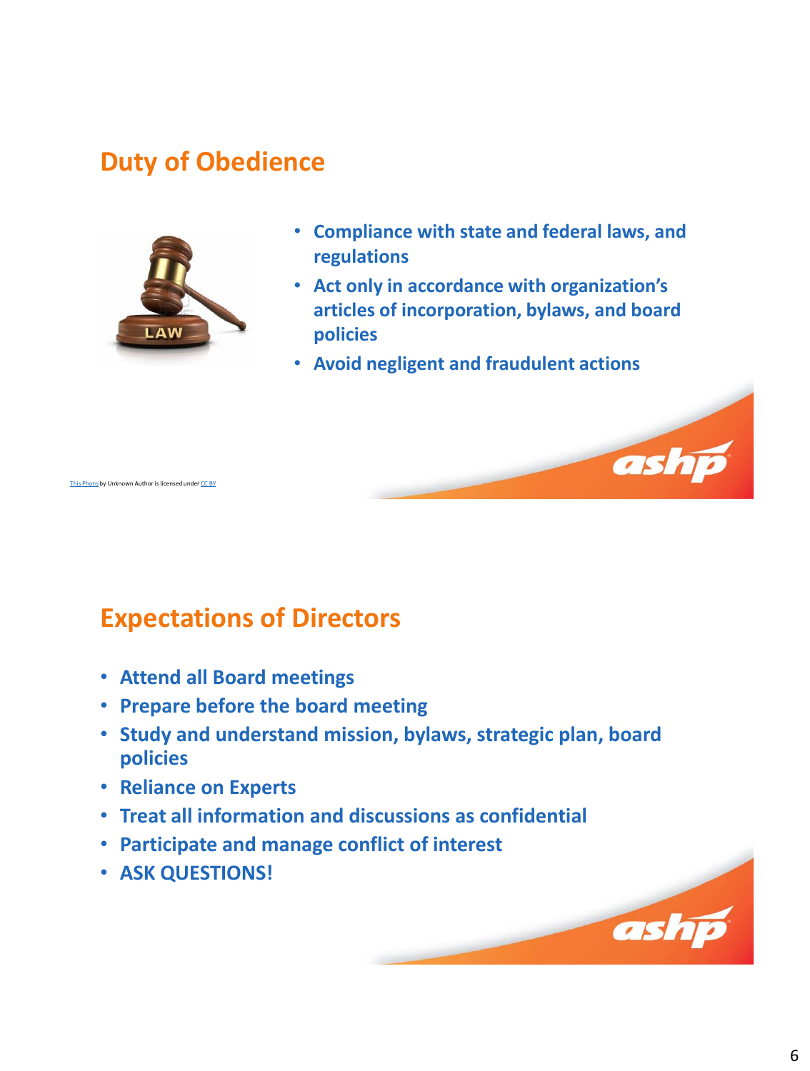## Duty of Obedience

- Compliance with state and federal laws, and regulations
- Act only in accordance with organization's articles of incorporation, bylaws, and board policies
- Avoid negligent and fraudulent actions

This Photo by Unknown Author is licensed under CC BY

## Expectations of Directors

- Attend all Board meetings
- Prepare before the board meeting
- Study and understand mission, bylaws, strategic plan, board policies
- Reliance on Experts
- Treat all information and discussions as confidential
- Participate and manage conflict of interest
- ASK QUESTIONS!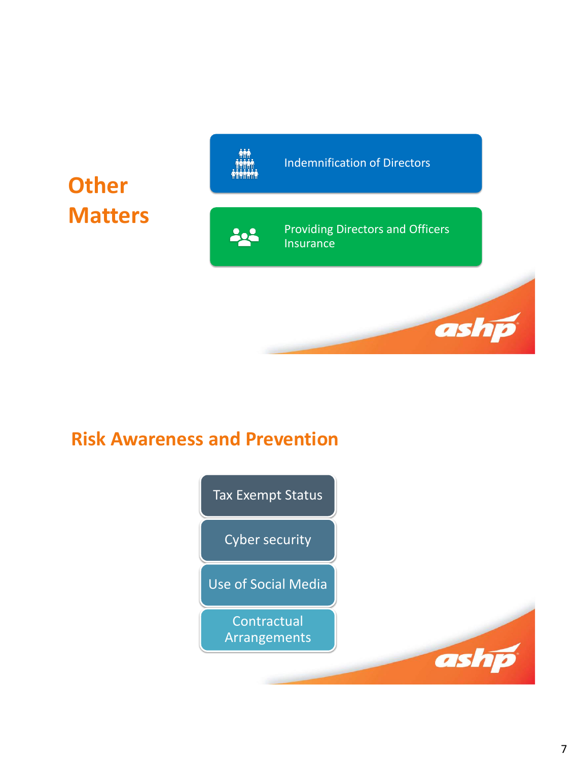## Other Matters

- Indemnification of Directors
- Providing Directors and Officers Insurance

## Risk Awareness and Prevention

- Tax Exempt Status
- Cyber security
- Use of Social Media
- Contractual Arrangements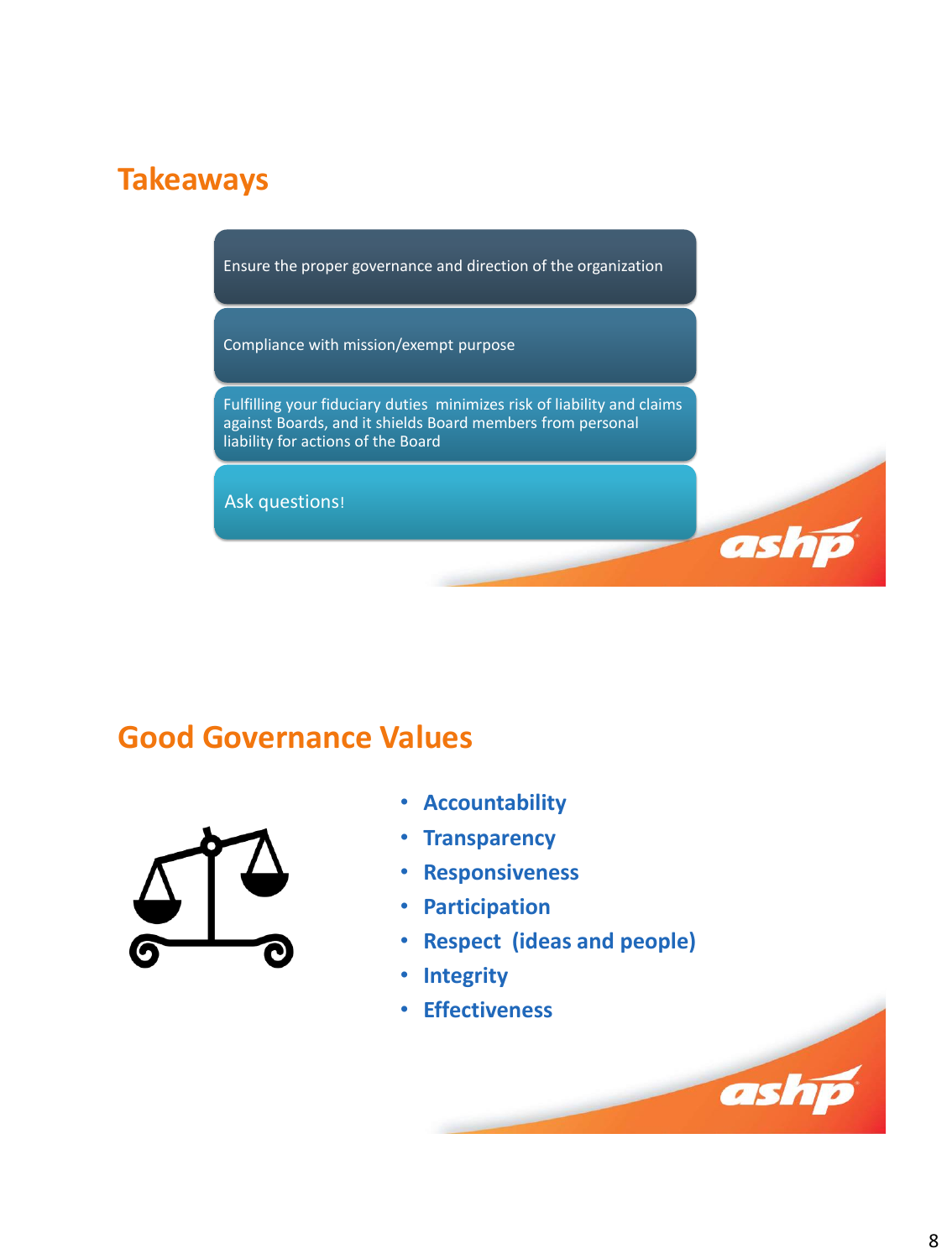## Takeaways

- Ensure the proper governance and direction of the organization
- Compliance with mission/exempt purpose
- Fulfilling your fiduciary duties minimizes risk of liability and claims against Boards, and it shields Board members from personal liability for actions of the Board
- Ask questions!

## Good Governance Values

- **Accountability**
- **Transparency**
- **Responsiveness**
- **Participation**
- **Respect (ideas and people)**
- **Integrity**
- **Effectiveness**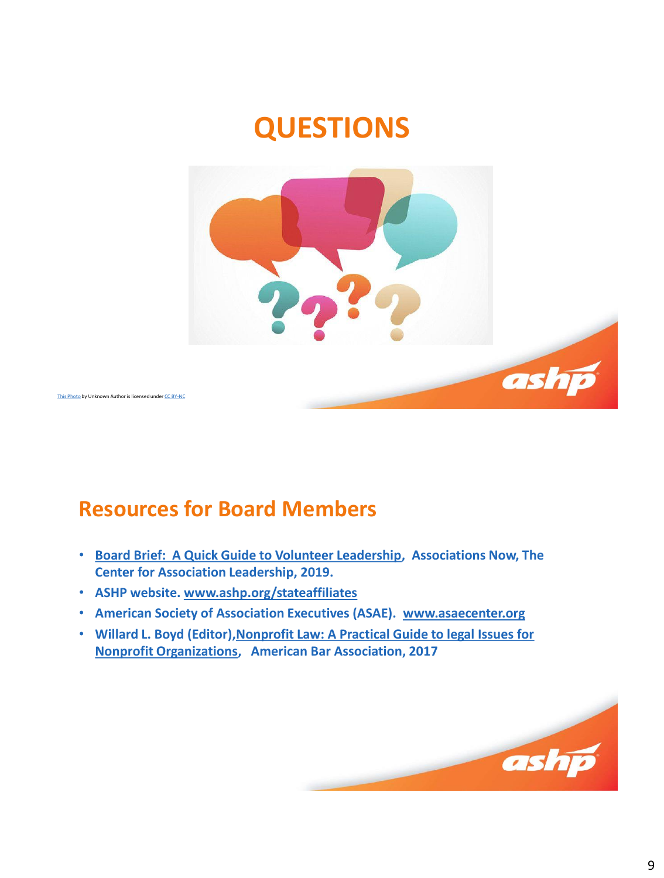# QUESTIONS

This Photo by Unknown Author is licensed under CC BY-NC

## Resources for Board Members

- **Board Brief: A Quick Guide to Volunteer Leadership, Associations Now, The Center for Association Leadership, 2019.**
- **ASHP website. www.ashp.org/stateaffiliates**
- **American Society of Association Executives (ASAE). www.asaecenter.org**
- **Willard L. Boyd (Editor), Nonprofit Law: A Practical Guide to legal Issues for Nonprofit Organizations, American Bar Association, 2017**